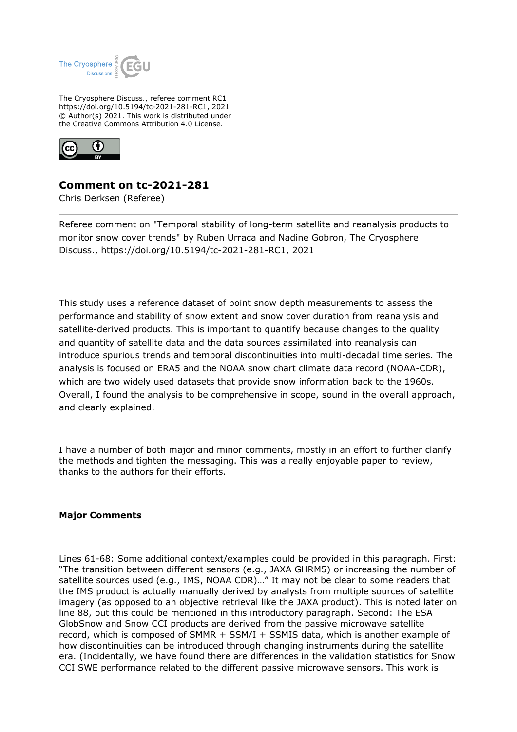The Cryosphere Discuss., referee comment RC1
https://doi.org/10.5194/tc-2021-281-RC1, 2021
© Author(s) 2021. This work is distributed under
the Creative Commons Attribution 4.0 License.

# Comment on tc-2021-281

Chris Derksen (Referee)

Referee comment on "Temporal stability of long-term satellite and reanalysis products to monitor snow cover trends" by Ruben Urraca and Nadine Gobron, The Cryosphere Discuss., https://doi.org/10.5194/tc-2021-281-RC1, 2021

---

This study uses a reference dataset of point snow depth measurements to assess the performance and stability of snow extent and snow cover duration from reanalysis and satellite-derived products. This is important to quantify because changes to the quality and quantity of satellite data and the data sources assimilated into reanalysis can introduce spurious trends and temporal discontinuities into multi-decadal time series. The analysis is focused on ERA5 and the NOAA snow chart climate data record (NOAA-CDR), which are two widely used datasets that provide snow information back to the 1960s. Overall, I found the analysis to be comprehensive in scope, sound in the overall approach, and clearly explained.

I have a number of both major and minor comments, mostly in an effort to further clarify the methods and tighten the messaging. This was a really enjoyable paper to review, thanks to the authors for their efforts.

**Major Comments**

Lines 61-68: Some additional context/examples could be provided in this paragraph. First: "The transition between different sensors (e.g., JAXA GHRM5) or increasing the number of satellite sources used (e.g., IMS, NOAA CDR)…" It may not be clear to some readers that the IMS product is actually manually derived by analysts from multiple sources of satellite imagery (as opposed to an objective retrieval like the JAXA product). This is noted later on line 88, but this could be mentioned in this introductory paragraph. Second: The ESA GlobSnow and Snow CCI products are derived from the passive microwave satellite record, which is composed of SMMR + SSM/I + SSMIS data, which is another example of how discontinuities can be introduced through changing instruments during the satellite era. (Incidentally, we have found there are differences in the validation statistics for Snow CCI SWE performance related to the different passive microwave sensors. This work is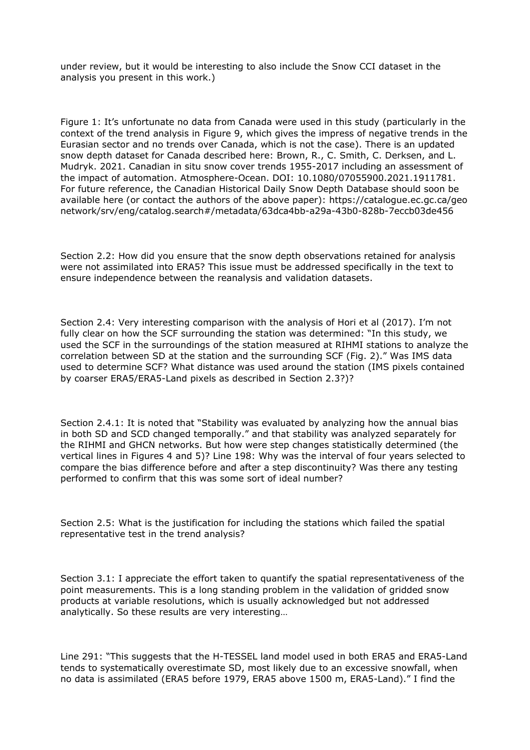under review, but it would be interesting to also include the Snow CCI dataset in the analysis you present in this work.)

Figure 1: It's unfortunate no data from Canada were used in this study (particularly in the context of the trend analysis in Figure 9, which gives the impress of negative trends in the Eurasian sector and no trends over Canada, which is not the case). There is an updated snow depth dataset for Canada described here: Brown, R., C. Smith, C. Derksen, and L. Mudryk. 2021. Canadian in situ snow cover trends 1955-2017 including an assessment of the impact of automation. Atmosphere-Ocean. DOI: 10.1080/07055900.2021.1911781. For future reference, the Canadian Historical Daily Snow Depth Database should soon be available here (or contact the authors of the above paper): https://catalogue.ec.gc.ca/geonetwork/srv/eng/catalog.search#/metadata/63dca4bb-a29a-43b0-828b-7eccb03de456

Section 2.2: How did you ensure that the snow depth observations retained for analysis were not assimilated into ERA5? This issue must be addressed specifically in the text to ensure independence between the reanalysis and validation datasets.

Section 2.4: Very interesting comparison with the analysis of Hori et al (2017). I'm not fully clear on how the SCF surrounding the station was determined: "In this study, we used the SCF in the surroundings of the station measured at RIHMI stations to analyze the correlation between SD at the station and the surrounding SCF (Fig. 2)." Was IMS data used to determine SCF? What distance was used around the station (IMS pixels contained by coarser ERA5/ERA5-Land pixels as described in Section 2.3?)?

Section 2.4.1: It is noted that "Stability was evaluated by analyzing how the annual bias in both SD and SCD changed temporally." and that stability was analyzed separately for the RIHMI and GHCN networks. But how were step changes statistically determined (the vertical lines in Figures 4 and 5)? Line 198: Why was the interval of four years selected to compare the bias difference before and after a step discontinuity? Was there any testing performed to confirm that this was some sort of ideal number?

Section 2.5: What is the justification for including the stations which failed the spatial representative test in the trend analysis?

Section 3.1: I appreciate the effort taken to quantify the spatial representativeness of the point measurements. This is a long standing problem in the validation of gridded snow products at variable resolutions, which is usually acknowledged but not addressed analytically. So these results are very interesting…

Line 291: "This suggests that the H-TESSEL land model used in both ERA5 and ERA5-Land tends to systematically overestimate SD, most likely due to an excessive snowfall, when no data is assimilated (ERA5 before 1979, ERA5 above 1500 m, ERA5-Land)." I find the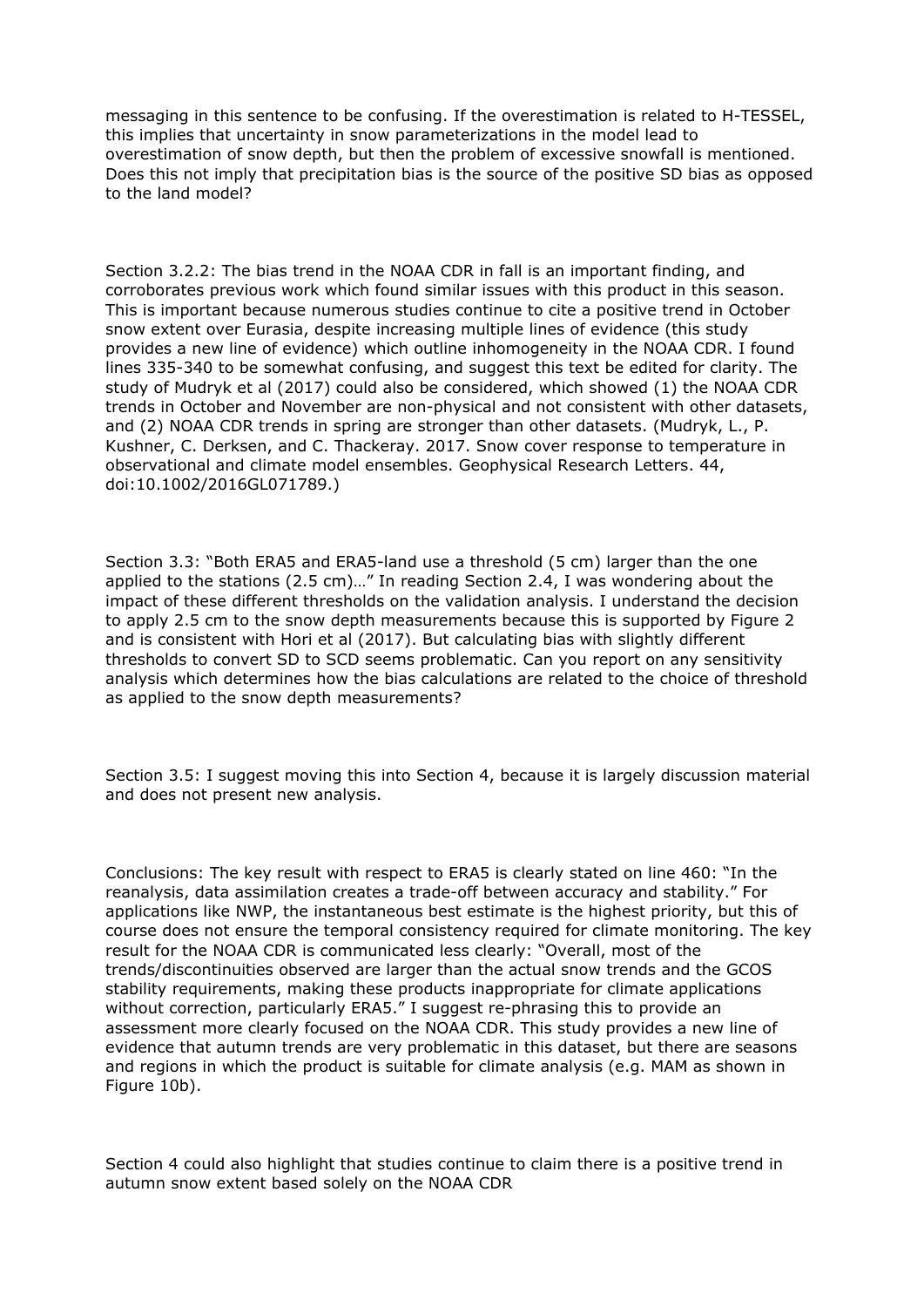messaging in this sentence to be confusing. If the overestimation is related to H-TESSEL, this implies that uncertainty in snow parameterizations in the model lead to overestimation of snow depth, but then the problem of excessive snowfall is mentioned. Does this not imply that precipitation bias is the source of the positive SD bias as opposed to the land model?

Section 3.2.2: The bias trend in the NOAA CDR in fall is an important finding, and corroborates previous work which found similar issues with this product in this season. This is important because numerous studies continue to cite a positive trend in October snow extent over Eurasia, despite increasing multiple lines of evidence (this study provides a new line of evidence) which outline inhomogeneity in the NOAA CDR. I found lines 335-340 to be somewhat confusing, and suggest this text be edited for clarity. The study of Mudryk et al (2017) could also be considered, which showed (1) the NOAA CDR trends in October and November are non-physical and not consistent with other datasets, and (2) NOAA CDR trends in spring are stronger than other datasets. (Mudryk, L., P. Kushner, C. Derksen, and C. Thackeray. 2017. Snow cover response to temperature in observational and climate model ensembles. Geophysical Research Letters. 44, doi:10.1002/2016GL071789.)

Section 3.3: "Both ERA5 and ERA5-land use a threshold (5 cm) larger than the one applied to the stations (2.5 cm)…" In reading Section 2.4, I was wondering about the impact of these different thresholds on the validation analysis. I understand the decision to apply 2.5 cm to the snow depth measurements because this is supported by Figure 2 and is consistent with Hori et al (2017). But calculating bias with slightly different thresholds to convert SD to SCD seems problematic. Can you report on any sensitivity analysis which determines how the bias calculations are related to the choice of threshold as applied to the snow depth measurements?

Section 3.5: I suggest moving this into Section 4, because it is largely discussion material and does not present new analysis.

Conclusions: The key result with respect to ERA5 is clearly stated on line 460: "In the reanalysis, data assimilation creates a trade-off between accuracy and stability." For applications like NWP, the instantaneous best estimate is the highest priority, but this of course does not ensure the temporal consistency required for climate monitoring. The key result for the NOAA CDR is communicated less clearly: "Overall, most of the trends/discontinuities observed are larger than the actual snow trends and the GCOS stability requirements, making these products inappropriate for climate applications without correction, particularly ERA5." I suggest re-phrasing this to provide an assessment more clearly focused on the NOAA CDR. This study provides a new line of evidence that autumn trends are very problematic in this dataset, but there are seasons and regions in which the product is suitable for climate analysis (e.g. MAM as shown in Figure 10b).

Section 4 could also highlight that studies continue to claim there is a positive trend in autumn snow extent based solely on the NOAA CDR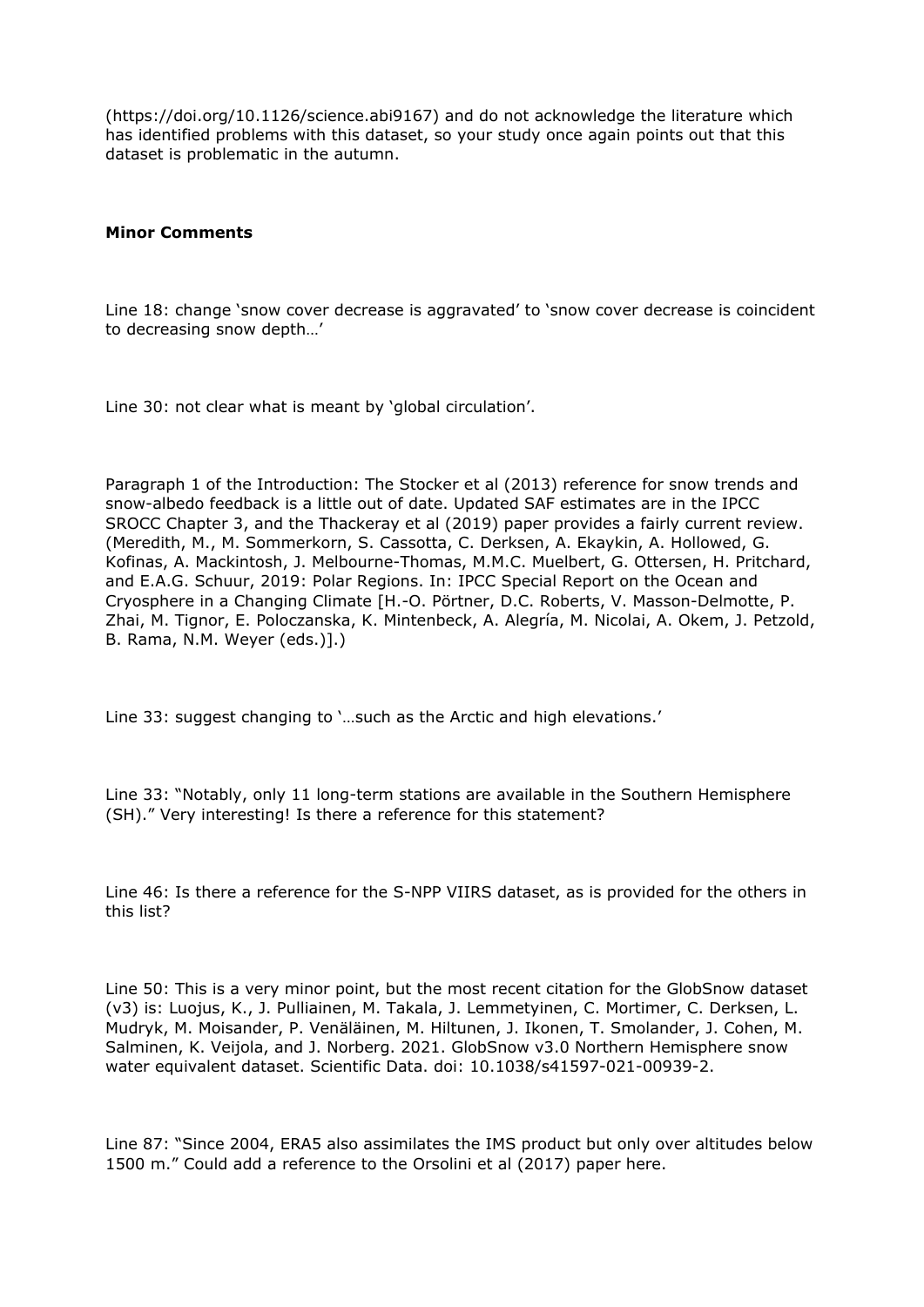(https://doi.org/10.1126/science.abi9167) and do not acknowledge the literature which has identified problems with this dataset, so your study once again points out that this dataset is problematic in the autumn.

**Minor Comments**

Line 18: change 'snow cover decrease is aggravated' to 'snow cover decrease is coincident to decreasing snow depth…'

Line 30: not clear what is meant by 'global circulation'.

Paragraph 1 of the Introduction: The Stocker et al (2013) reference for snow trends and snow-albedo feedback is a little out of date. Updated SAF estimates are in the IPCC SROCC Chapter 3, and the Thackeray et al (2019) paper provides a fairly current review. (Meredith, M., M. Sommerkorn, S. Cassotta, C. Derksen, A. Ekaykin, A. Hollowed, G. Kofinas, A. Mackintosh, J. Melbourne-Thomas, M.M.C. Muelbert, G. Ottersen, H. Pritchard, and E.A.G. Schuur, 2019: Polar Regions. In: IPCC Special Report on the Ocean and Cryosphere in a Changing Climate [H.-O. Pörtner, D.C. Roberts, V. Masson-Delmotte, P. Zhai, M. Tignor, E. Poloczanska, K. Mintenbeck, A. Alegría, M. Nicolai, A. Okem, J. Petzold, B. Rama, N.M. Weyer (eds.)].)

Line 33: suggest changing to '…such as the Arctic and high elevations.'

Line 33: "Notably, only 11 long-term stations are available in the Southern Hemisphere (SH)." Very interesting! Is there a reference for this statement?

Line 46: Is there a reference for the S-NPP VIIRS dataset, as is provided for the others in this list?

Line 50: This is a very minor point, but the most recent citation for the GlobSnow dataset (v3) is: Luojus, K., J. Pulliainen, M. Takala, J. Lemmetyinen, C. Mortimer, C. Derksen, L. Mudryk, M. Moisander, P. Venäläinen, M. Hiltunen, J. Ikonen, T. Smolander, J. Cohen, M. Salminen, K. Veijola, and J. Norberg. 2021. GlobSnow v3.0 Northern Hemisphere snow water equivalent dataset. Scientific Data. doi: 10.1038/s41597-021-00939-2.

Line 87: "Since 2004, ERA5 also assimilates the IMS product but only over altitudes below 1500 m." Could add a reference to the Orsolini et al (2017) paper here.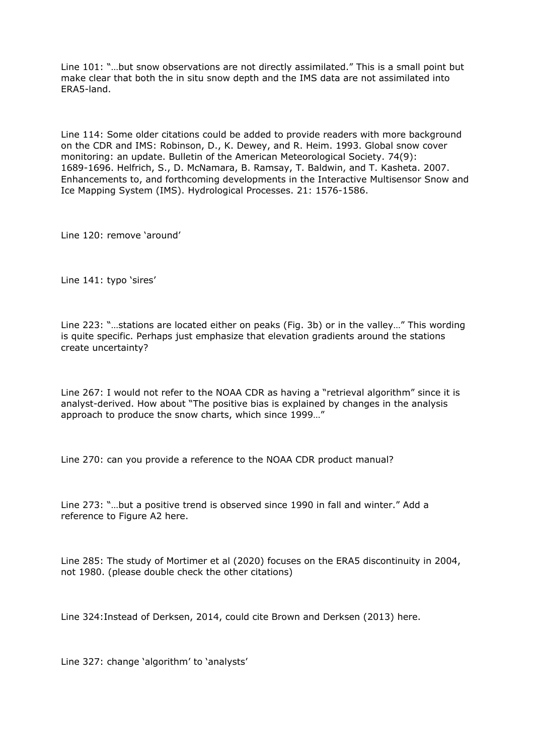Line 101: "…but snow observations are not directly assimilated." This is a small point but make clear that both the in situ snow depth and the IMS data are not assimilated into ERA5-land.

Line 114: Some older citations could be added to provide readers with more background on the CDR and IMS: Robinson, D., K. Dewey, and R. Heim. 1993. Global snow cover monitoring: an update. Bulletin of the American Meteorological Society. 74(9): 1689-1696. Helfrich, S., D. McNamara, B. Ramsay, T. Baldwin, and T. Kasheta. 2007. Enhancements to, and forthcoming developments in the Interactive Multisensor Snow and Ice Mapping System (IMS). Hydrological Processes. 21: 1576-1586.

Line 120: remove 'around'

Line 141: typo 'sires'

Line 223: "…stations are located either on peaks (Fig. 3b) or in the valley…" This wording is quite specific. Perhaps just emphasize that elevation gradients around the stations create uncertainty?

Line 267: I would not refer to the NOAA CDR as having a "retrieval algorithm" since it is analyst-derived. How about "The positive bias is explained by changes in the analysis approach to produce the snow charts, which since 1999…"

Line 270: can you provide a reference to the NOAA CDR product manual?

Line 273: "…but a positive trend is observed since 1990 in fall and winter." Add a reference to Figure A2 here.

Line 285: The study of Mortimer et al (2020) focuses on the ERA5 discontinuity in 2004, not 1980. (please double check the other citations)

Line 324:Instead of Derksen, 2014, could cite Brown and Derksen (2013) here.

Line 327: change 'algorithm' to 'analysts'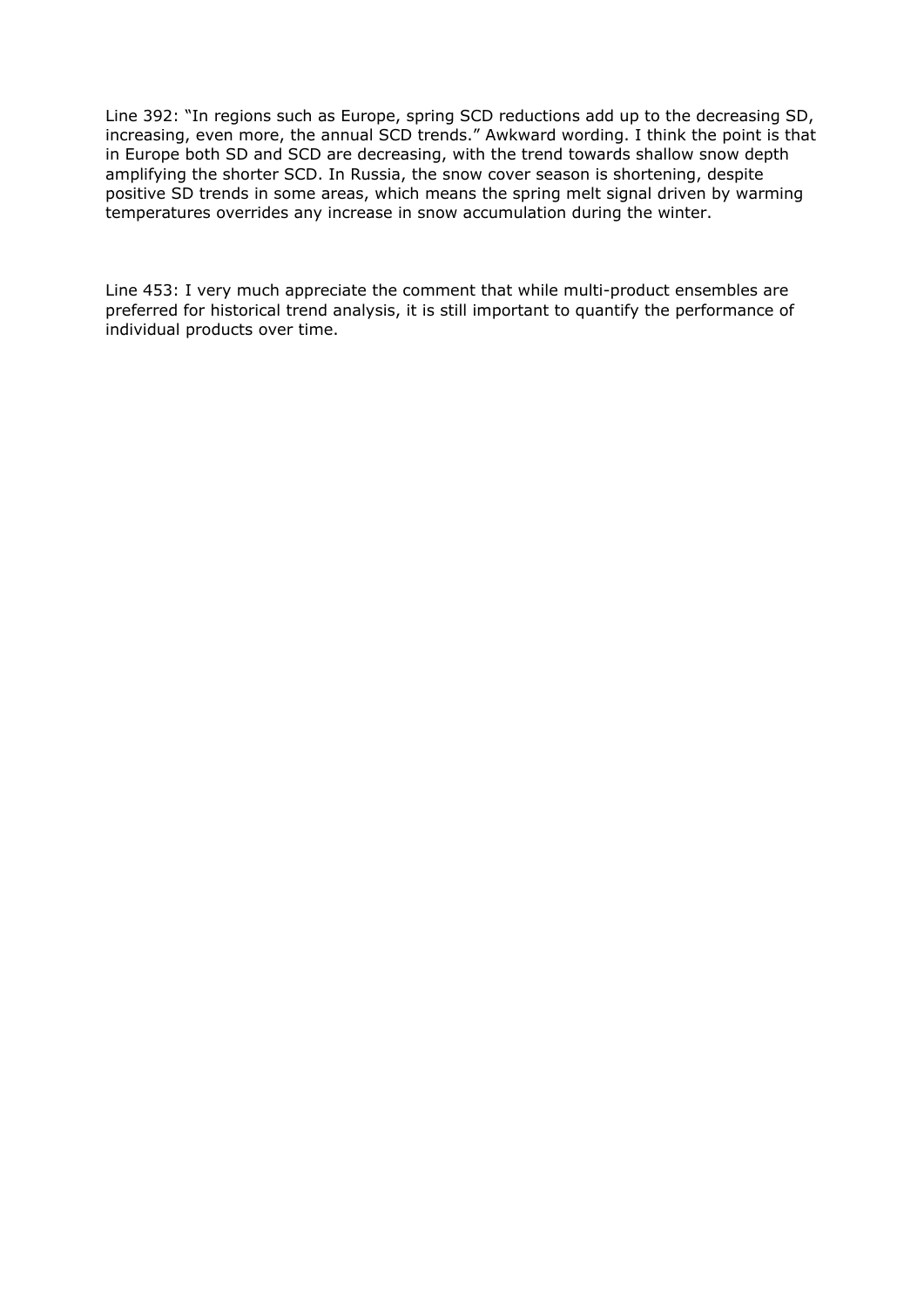Line 392: "In regions such as Europe, spring SCD reductions add up to the decreasing SD, increasing, even more, the annual SCD trends." Awkward wording. I think the point is that in Europe both SD and SCD are decreasing, with the trend towards shallow snow depth amplifying the shorter SCD. In Russia, the snow cover season is shortening, despite positive SD trends in some areas, which means the spring melt signal driven by warming temperatures overrides any increase in snow accumulation during the winter.

Line 453: I very much appreciate the comment that while multi-product ensembles are preferred for historical trend analysis, it is still important to quantify the performance of individual products over time.